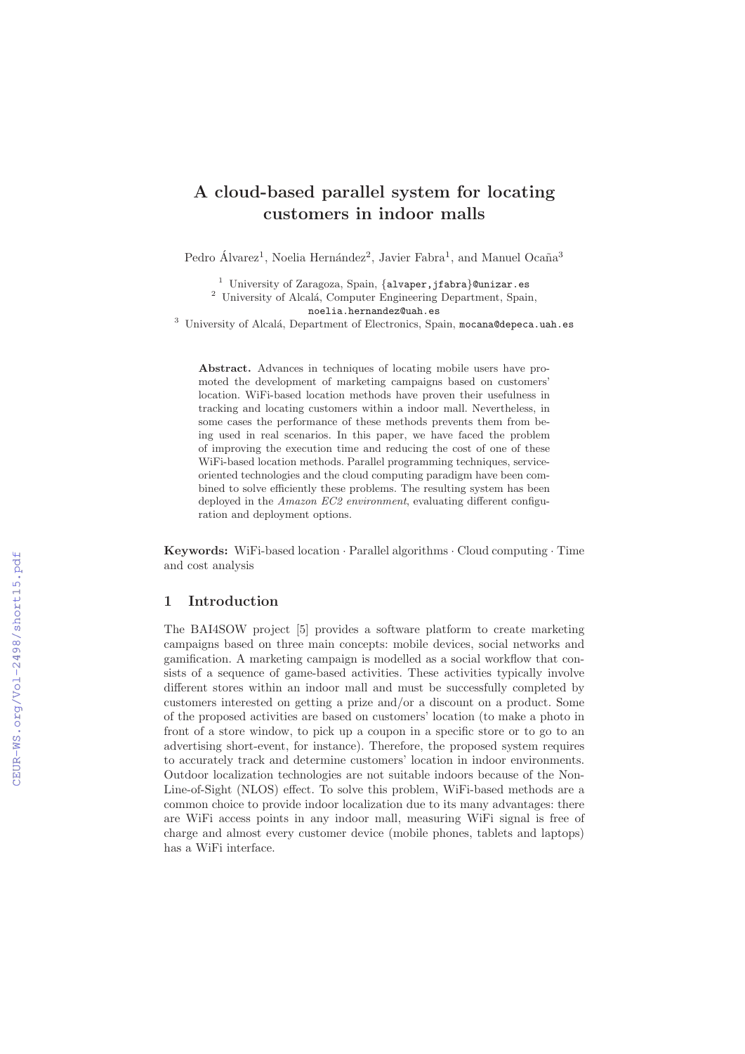# A cloud-based parallel system for locating customers in indoor malls

Pedro Álvarez[1], Noelia Hernández[2], Javier Fabra[1], and Manuel Ocaña[3]

[1] University of Zaragoza, Spain, {alvaper,jfabra}@unizar.es
[2] University of Alcalá, Computer Engineering Department, Spain, noelia.hernandez@uah.es
[3] University of Alcalá, Department of Electronics, Spain, mocana@depeca.uah.es

**Abstract.** Advances in techniques of locating mobile users have promoted the development of marketing campaigns based on customers' location. WiFi-based location methods have proven their usefulness in tracking and locating customers within a indoor mall. Nevertheless, in some cases the performance of these methods prevents them from being used in real scenarios. In this paper, we have faced the problem of improving the execution time and reducing the cost of one of these WiFi-based location methods. Parallel programming techniques, service-oriented technologies and the cloud computing paradigm have been combined to solve efficiently these problems. The resulting system has been deployed in the *Amazon EC2 environment*, evaluating different configuration and deployment options.

**Keywords:** WiFi-based location · Parallel algorithms · Cloud computing · Time and cost analysis

## 1 Introduction

The BAI4SOW project [5] provides a software platform to create marketing campaigns based on three main concepts: mobile devices, social networks and gamification. A marketing campaign is modelled as a social workflow that consists of a sequence of game-based activities. These activities typically involve different stores within an indoor mall and must be successfully completed by customers interested on getting a prize and/or a discount on a product. Some of the proposed activities are based on customers' location (to make a photo in front of a store window, to pick up a coupon in a specific store or to go to an advertising short-event, for instance). Therefore, the proposed system requires to accurately track and determine customers' location in indoor environments. Outdoor localization technologies are not suitable indoors because of the Non-Line-of-Sight (NLOS) effect. To solve this problem, WiFi-based methods are a common choice to provide indoor localization due to its many advantages: there are WiFi access points in any indoor mall, measuring WiFi signal is free of charge and almost every customer device (mobile phones, tablets and laptops) has a WiFi interface.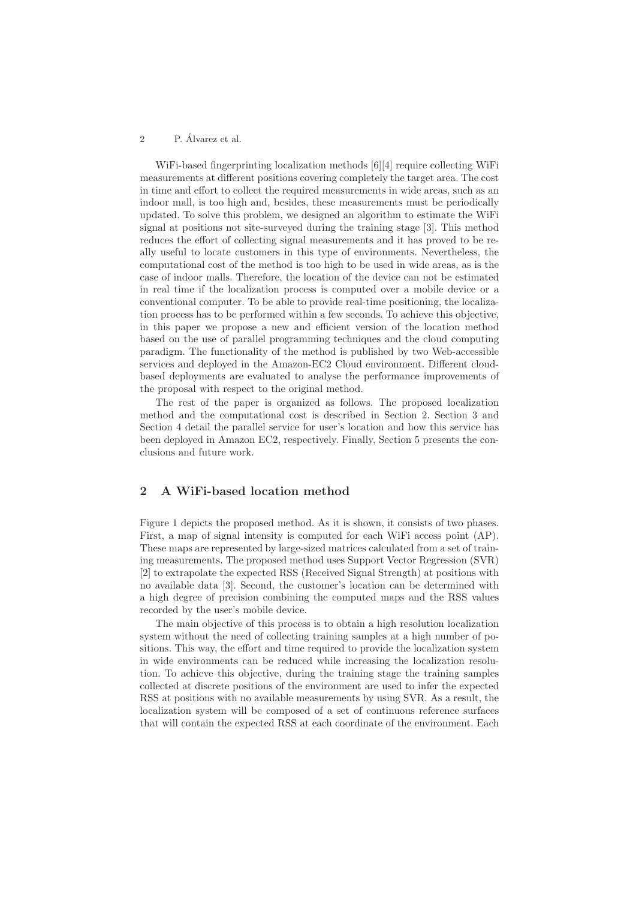WiFi-based fingerprinting localization methods [6][4] require collecting WiFi measurements at different positions covering completely the target area. The cost in time and effort to collect the required measurements in wide areas, such as an indoor mall, is too high and, besides, these measurements must be periodically updated. To solve this problem, we designed an algorithm to estimate the WiFi signal at positions not site-surveyed during the training stage [3]. This method reduces the effort of collecting signal measurements and it has proved to be really useful to locate customers in this type of environments. Nevertheless, the computational cost of the method is too high to be used in wide areas, as is the case of indoor malls. Therefore, the location of the device can not be estimated in real time if the localization process is computed over a mobile device or a conventional computer. To be able to provide real-time positioning, the localization process has to be performed within a few seconds. To achieve this objective, in this paper we propose a new and efficient version of the location method based on the use of parallel programming techniques and the cloud computing paradigm. The functionality of the method is published by two Web-accessible services and deployed in the Amazon-EC2 Cloud environment. Different cloud-based deployments are evaluated to analyse the performance improvements of the proposal with respect to the original method.

The rest of the paper is organized as follows. The proposed localization method and the computational cost is described in Section 2. Section 3 and Section 4 detail the parallel service for user's location and how this service has been deployed in Amazon EC2, respectively. Finally, Section 5 presents the conclusions and future work.

## 2 A WiFi-based location method

Figure 1 depicts the proposed method. As it is shown, it consists of two phases. First, a map of signal intensity is computed for each WiFi access point (AP). These maps are represented by large-sized matrices calculated from a set of training measurements. The proposed method uses Support Vector Regression (SVR) [2] to extrapolate the expected RSS (Received Signal Strength) at positions with no available data [3]. Second, the customer's location can be determined with a high degree of precision combining the computed maps and the RSS values recorded by the user's mobile device.

The main objective of this process is to obtain a high resolution localization system without the need of collecting training samples at a high number of positions. This way, the effort and time required to provide the localization system in wide environments can be reduced while increasing the localization resolution. To achieve this objective, during the training stage the training samples collected at discrete positions of the environment are used to infer the expected RSS at positions with no available measurements by using SVR. As a result, the localization system will be composed of a set of continuous reference surfaces that will contain the expected RSS at each coordinate of the environment. Each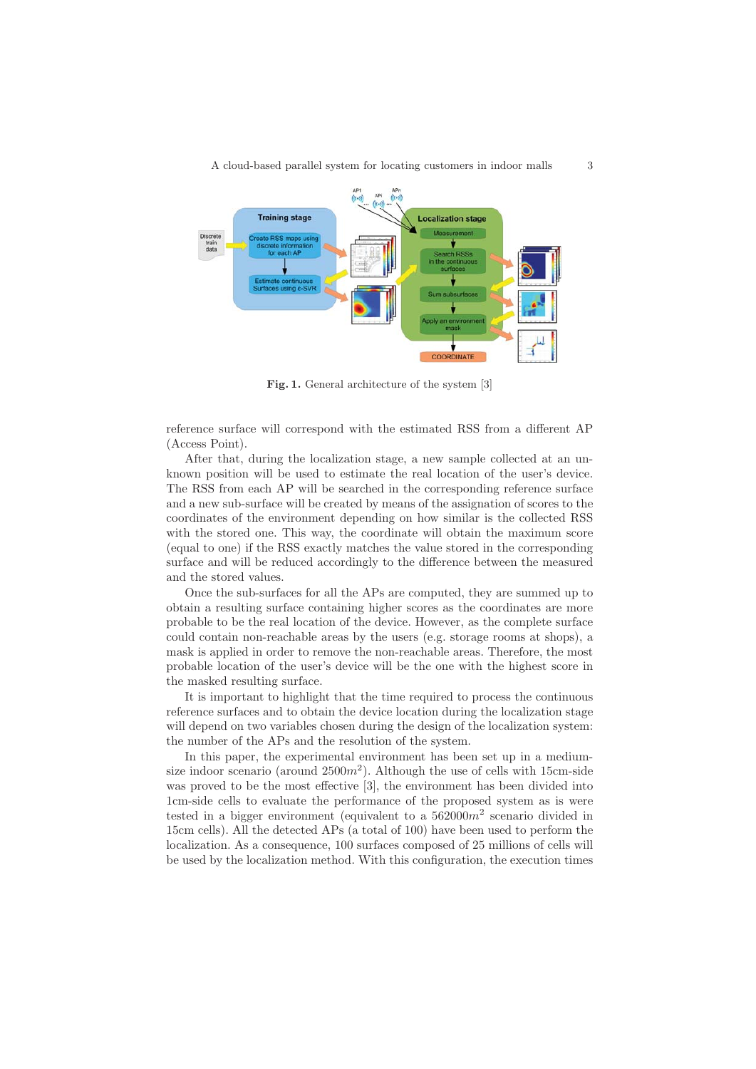**Fig. 1.** General architecture of the system [3]

reference surface will correspond with the estimated RSS from a different AP (Access Point).

After that, during the localization stage, a new sample collected at an unknown position will be used to estimate the real location of the user's device. The RSS from each AP will be searched in the corresponding reference surface and a new sub-surface will be created by means of the assignation of scores to the coordinates of the environment depending on how similar is the collected RSS with the stored one. This way, the coordinate will obtain the maximum score (equal to one) if the RSS exactly matches the value stored in the corresponding surface and will be reduced accordingly to the difference between the measured and the stored values.

Once the sub-surfaces for all the APs are computed, they are summed up to obtain a resulting surface containing higher scores as the coordinates are more probable to be the real location of the device. However, as the complete surface could contain non-reachable areas by the users (e.g. storage rooms at shops), a mask is applied in order to remove the non-reachable areas. Therefore, the most probable location of the user's device will be the one with the highest score in the masked resulting surface.

It is important to highlight that the time required to process the continuous reference surfaces and to obtain the device location during the localization stage will depend on two variables chosen during the design of the localization system: the number of the APs and the resolution of the system.

In this paper, the experimental environment has been set up in a medium-size indoor scenario (around $2500m^2$). Although the use of cells with 15cm-side was proved to be the most effective [3], the environment has been divided into 1cm-side cells to evaluate the performance of the proposed system as is were tested in a bigger environment (equivalent to a $562000m^2$ scenario divided in 15cm cells). All the detected APs (a total of 100) have been used to perform the localization. As a consequence, 100 surfaces composed of 25 millions of cells will be used by the localization method. With this configuration, the execution times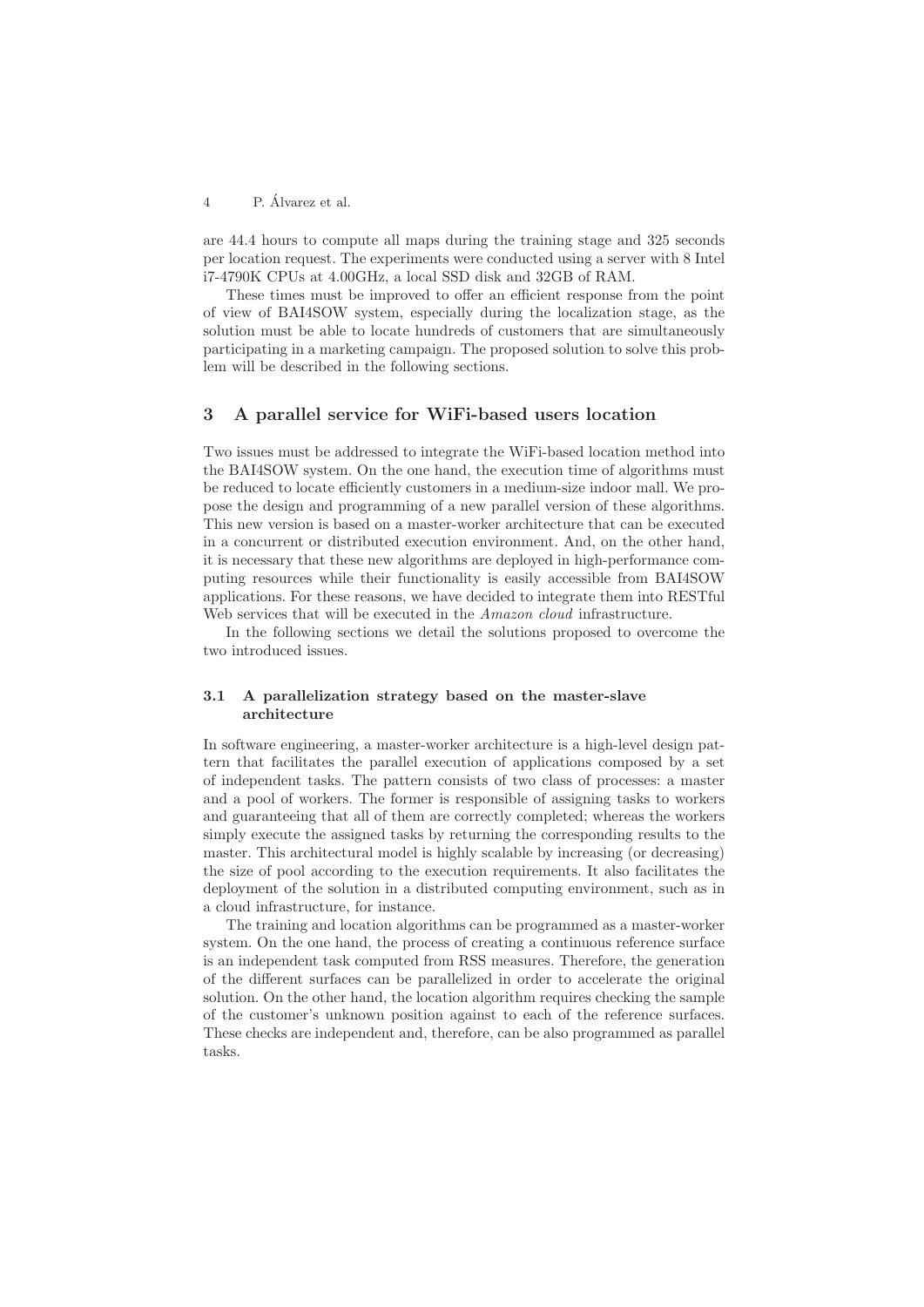are 44.4 hours to compute all maps during the training stage and 325 seconds per location request. The experiments were conducted using a server with 8 Intel i7-4790K CPUs at 4.00GHz, a local SSD disk and 32GB of RAM.

These times must be improved to offer an efficient response from the point of view of BAI4SOW system, especially during the localization stage, as the solution must be able to locate hundreds of customers that are simultaneously participating in a marketing campaign. The proposed solution to solve this problem will be described in the following sections.

## 3 A parallel service for WiFi-based users location

Two issues must be addressed to integrate the WiFi-based location method into the BAI4SOW system. On the one hand, the execution time of algorithms must be reduced to locate efficiently customers in a medium-size indoor mall. We propose the design and programming of a new parallel version of these algorithms. This new version is based on a master-worker architecture that can be executed in a concurrent or distributed execution environment. And, on the other hand, it is necessary that these new algorithms are deployed in high-performance computing resources while their functionality is easily accessible from BAI4SOW applications. For these reasons, we have decided to integrate them into RESTful Web services that will be executed in the *Amazon cloud* infrastructure.

In the following sections we detail the solutions proposed to overcome the two introduced issues.

### 3.1 A parallelization strategy based on the master-slave architecture

In software engineering, a master-worker architecture is a high-level design pattern that facilitates the parallel execution of applications composed by a set of independent tasks. The pattern consists of two class of processes: a master and a pool of workers. The former is responsible of assigning tasks to workers and guaranteeing that all of them are correctly completed; whereas the workers simply execute the assigned tasks by returning the corresponding results to the master. This architectural model is highly scalable by increasing (or decreasing) the size of pool according to the execution requirements. It also facilitates the deployment of the solution in a distributed computing environment, such as in a cloud infrastructure, for instance.

The training and location algorithms can be programmed as a master-worker system. On the one hand, the process of creating a continuous reference surface is an independent task computed from RSS measures. Therefore, the generation of the different surfaces can be parallelized in order to accelerate the original solution. On the other hand, the location algorithm requires checking the sample of the customer's unknown position against to each of the reference surfaces. These checks are independent and, therefore, can be also programmed as parallel tasks.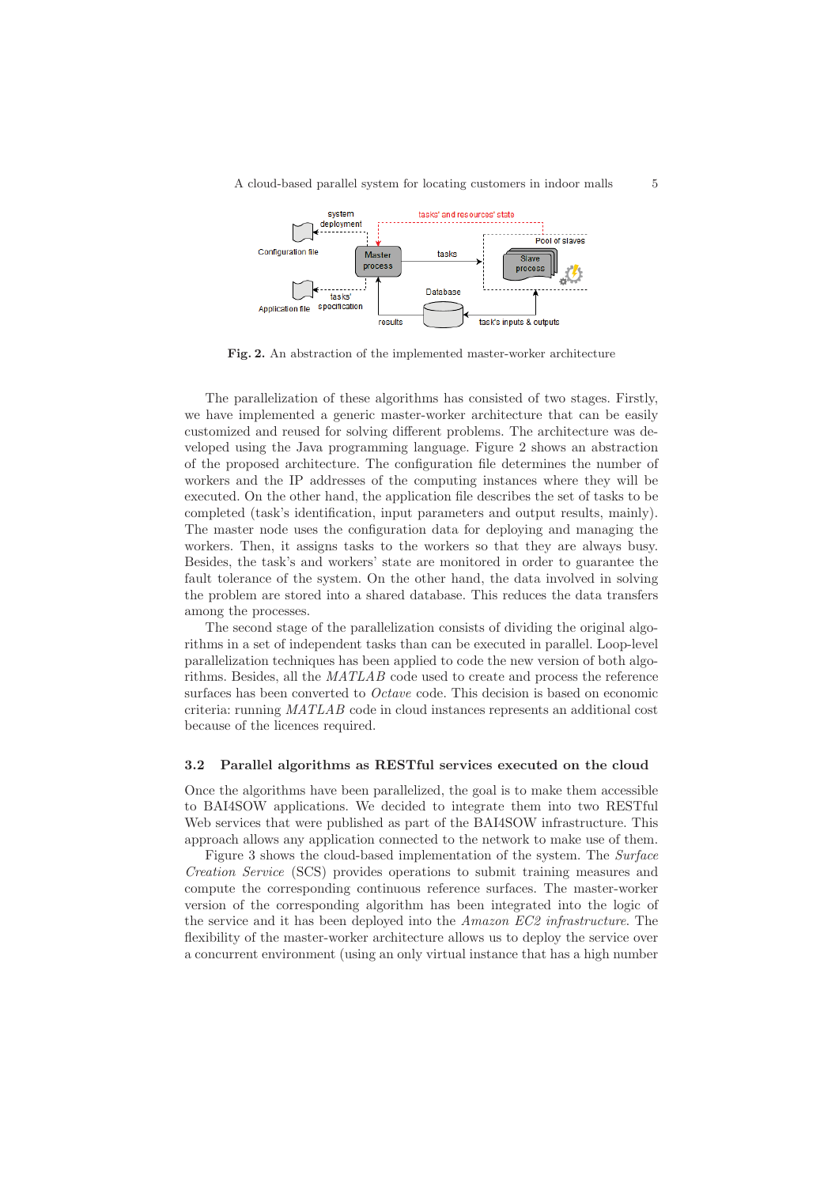**Fig. 2.** An abstraction of the implemented master-worker architecture

The parallelization of these algorithms has consisted of two stages. Firstly, we have implemented a generic master-worker architecture that can be easily customized and reused for solving different problems. The architecture was developed using the Java programming language. Figure 2 shows an abstraction of the proposed architecture. The configuration file determines the number of workers and the IP addresses of the computing instances where they will be executed. On the other hand, the application file describes the set of tasks to be completed (task's identification, input parameters and output results, mainly). The master node uses the configuration data for deploying and managing the workers. Then, it assigns tasks to the workers so that they are always busy. Besides, the task's and workers' state are monitored in order to guarantee the fault tolerance of the system. On the other hand, the data involved in solving the problem are stored into a shared database. This reduces the data transfers among the processes.

The second stage of the parallelization consists of dividing the original algorithms in a set of independent tasks than can be executed in parallel. Loop-level parallelization techniques has been applied to code the new version of both algorithms. Besides, all the *MATLAB* code used to create and process the reference surfaces has been converted to *Octave* code. This decision is based on economic criteria: running *MATLAB* code in cloud instances represents an additional cost because of the licences required.

### 3.2 Parallel algorithms as RESTful services executed on the cloud

Once the algorithms have been parallelized, the goal is to make them accessible to BAI4SOW applications. We decided to integrate them into two RESTful Web services that were published as part of the BAI4SOW infrastructure. This approach allows any application connected to the network to make use of them.

Figure 3 shows the cloud-based implementation of the system. The *Surface Creation Service* (SCS) provides operations to submit training measures and compute the corresponding continuous reference surfaces. The master-worker version of the corresponding algorithm has been integrated into the logic of the service and it has been deployed into the *Amazon EC2 infrastructure*. The flexibility of the master-worker architecture allows us to deploy the service over a concurrent environment (using an only virtual instance that has a high number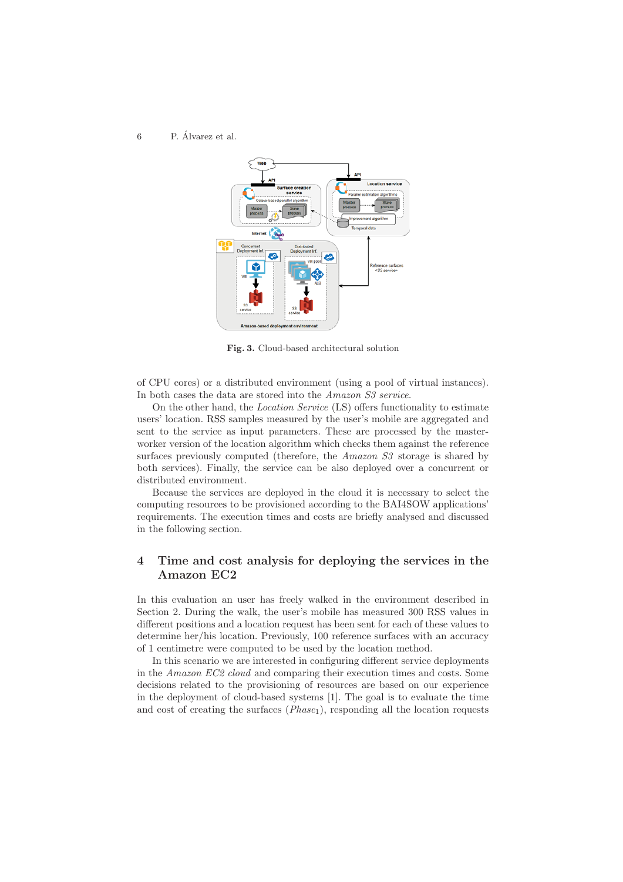Fig. 3. Cloud-based architectural solution

of CPU cores) or a distributed environment (using a pool of virtual instances). In both cases the data are stored into the *Amazon S3 service*.

On the other hand, the *Location Service* (LS) offers functionality to estimate users' location. RSS samples measured by the user's mobile are aggregated and sent to the service as input parameters. These are processed by the master-worker version of the location algorithm which checks them against the reference surfaces previously computed (therefore, the *Amazon S3* storage is shared by both services). Finally, the service can be also deployed over a concurrent or distributed environment.

Because the services are deployed in the cloud it is necessary to select the computing resources to be provisioned according to the BAI4SOW applications' requirements. The execution times and costs are briefly analysed and discussed in the following section.

## 4 Time and cost analysis for deploying the services in the Amazon EC2

In this evaluation an user has freely walked in the environment described in Section 2. During the walk, the user's mobile has measured 300 RSS values in different positions and a location request has been sent for each of these values to determine her/his location. Previously, 100 reference surfaces with an accuracy of 1 centimetre were computed to be used by the location method.

In this scenario we are interested in configuring different service deployments in the *Amazon EC2 cloud* and comparing their execution times and costs. Some decisions related to the provisioning of resources are based on our experience in the deployment of cloud-based systems [1]. The goal is to evaluate the time and cost of creating the surfaces ($Phase_1$), responding all the location requests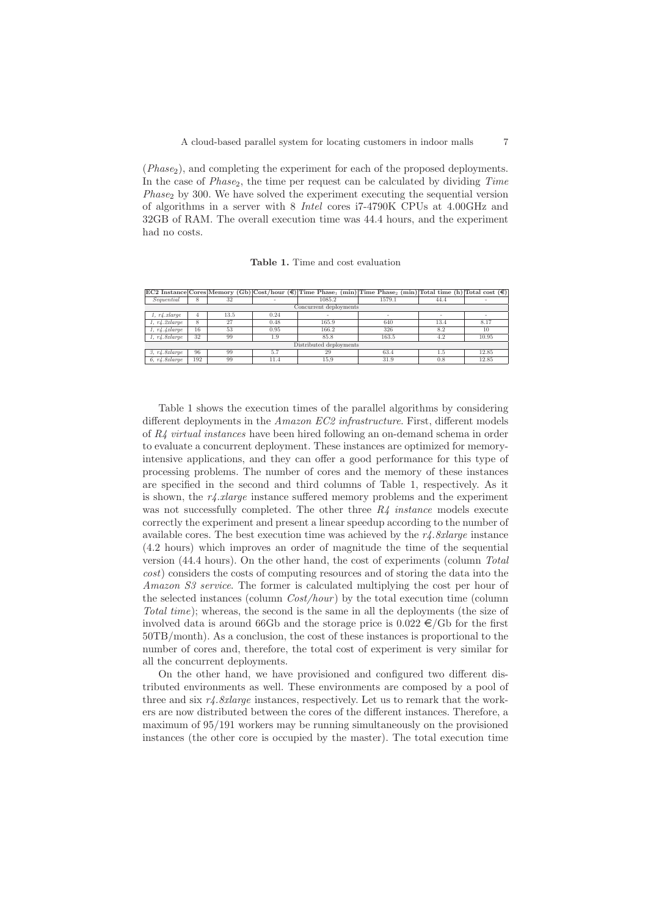($Phase_2$), and completing the experiment for each of the proposed deployments. In the case of $Phase_2$, the time per request can be calculated by dividing *Time* $Phase_2$ by 300. We have solved the experiment executing the sequential version of algorithms in a server with 8 *Intel* cores i7-4790K CPUs at 4.00GHz and 32GB of RAM. The overall execution time was 44.4 hours, and the experiment had no costs.

**Table 1.** Time and cost evaluation

| EC2 Instance | Cores | Memory (Gb) | Cost/hour (€) | Time $Phase_1$ (min) | Time $Phase_2$ (min) | Total time (h) | Total cost (€) |
|---|---|---|---|---|---|---|---|
| *Sequential* | 8 | 32 | - | 1085.2 | 1579.1 | 44.4 | - |
| Concurrent deployments | | | | | | | |
| *1, r4.xlarge* | 4 | 13.5 | 0.24 | - | - | - | - |
| *1, r4.2xlarge* | 8 | 27 | 0.48 | 165.9 | 640 | 13.4 | 8.17 |
| *1, r4.4xlarge* | 16 | 53 | 0.95 | 166.2 | 326 | 8.2 | 10 |
| *1, r4.8xlarge* | 32 | 99 | 1.9 | 85.8 | 163.5 | 4.2 | 10.95 |
| Distributed deployments | | | | | | | |
| *3, r4.8xlarge* | 96 | 99 | 5.7 | 29 | 63.4 | 1.5 | 12.85 |
| *6, r4.8xlarge* | 192 | 99 | 11.4 | 15.9 | 31.9 | 0.8 | 12.85 |

Table 1 shows the execution times of the parallel algorithms by considering different deployments in the *Amazon EC2 infrastructure*. First, different models of *R4 virtual instances* have been hired following an on-demand schema in order to evaluate a concurrent deployment. These instances are optimized for memory-intensive applications, and they can offer a good performance for this type of processing problems. The number of cores and the memory of these instances are specified in the second and third columns of Table 1, respectively. As it is shown, the *r4.xlarge* instance suffered memory problems and the experiment was not successfully completed. The other three *R4 instance* models execute correctly the experiment and present a linear speedup according to the number of available cores. The best execution time was achieved by the *r4.8xlarge* instance (4.2 hours) which improves an order of magnitude the time of the sequential version (44.4 hours). On the other hand, the cost of experiments (column *Total cost*) considers the costs of computing resources and of storing the data into the *Amazon S3 service*. The former is calculated multiplying the cost per hour of the selected instances (column *Cost/hour*) by the total execution time (column *Total time*); whereas, the second is the same in all the deployments (the size of involved data is around 66Gb and the storage price is 0.022 €/Gb for the first 50TB/month). As a conclusion, the cost of these instances is proportional to the number of cores and, therefore, the total cost of experiment is very similar for all the concurrent deployments.

On the other hand, we have provisioned and configured two different distributed environments as well. These environments are composed by a pool of three and six *r4.8xlarge* instances, respectively. Let us to remark that the workers are now distributed between the cores of the different instances. Therefore, a maximum of 95/191 workers may be running simultaneously on the provisioned instances (the other core is occupied by the master). The total execution time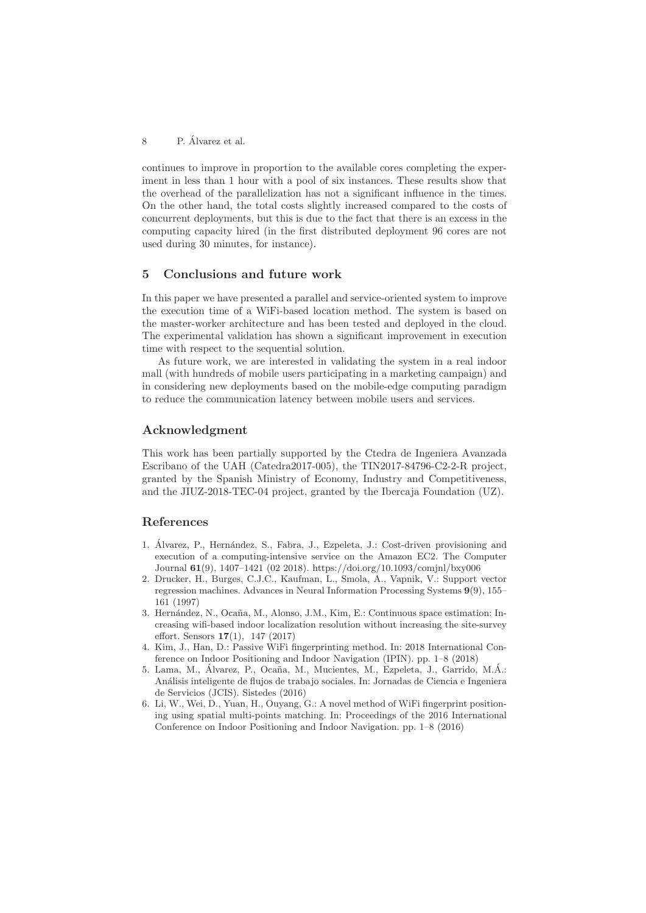continues to improve in proportion to the available cores completing the experiment in less than 1 hour with a pool of six instances. These results show that the overhead of the parallelization has not a significant influence in the times. On the other hand, the total costs slightly increased compared to the costs of concurrent deployments, but this is due to the fact that there is an excess in the computing capacity hired (in the first distributed deployment 96 cores are not used during 30 minutes, for instance).

## 5 Conclusions and future work

In this paper we have presented a parallel and service-oriented system to improve the execution time of a WiFi-based location method. The system is based on the master-worker architecture and has been tested and deployed in the cloud. The experimental validation has shown a significant improvement in execution time with respect to the sequential solution.

As future work, we are interested in validating the system in a real indoor mall (with hundreds of mobile users participating in a marketing campaign) and in considering new deployments based on the mobile-edge computing paradigm to reduce the communication latency between mobile users and services.

## Acknowledgment

This work has been partially supported by the Ctedra de Ingeniera Avanzada Escribano of the UAH (Catedra2017-005), the TIN2017-84796-C2-2-R project, granted by the Spanish Ministry of Economy, Industry and Competitiveness, and the JIUZ-2018-TEC-04 project, granted by the Ibercaja Foundation (UZ).

## References

1. Álvarez, P., Hernández, S., Fabra, J., Ezpeleta, J.: Cost-driven provisioning and execution of a computing-intensive service on the Amazon EC2. The Computer Journal **61**(9), 1407–1421 (02 2018). https://doi.org/10.1093/comjnl/bxy006
2. Drucker, H., Burges, C.J.C., Kaufman, L., Smola, A., Vapnik, V.: Support vector regression machines. Advances in Neural Information Processing Systems **9**(9), 155–161 (1997)
3. Hernández, N., Ocaña, M., Alonso, J.M., Kim, E.: Continuous space estimation: Increasing wifi-based indoor localization resolution without increasing the site-survey effort. Sensors **17**(1), 147 (2017)
4. Kim, J., Han, D.: Passive WiFi fingerprinting method. In: 2018 International Conference on Indoor Positioning and Indoor Navigation (IPIN). pp. 1–8 (2018)
5. Lama, M., Álvarez, P., Ocaña, M., Mucientes, M., Ezpeleta, J., Garrido, M.Á.: Análisis inteligente de flujos de trabajo sociales. In: Jornadas de Ciencia e Ingeniera de Servicios (JCIS). Sistedes (2016)
6. Li, W., Wei, D., Yuan, H., Ouyang, G.: A novel method of WiFi fingerprint positioning using spatial multi-points matching. In: Proceedings of the 2016 International Conference on Indoor Positioning and Indoor Navigation. pp. 1–8 (2016)